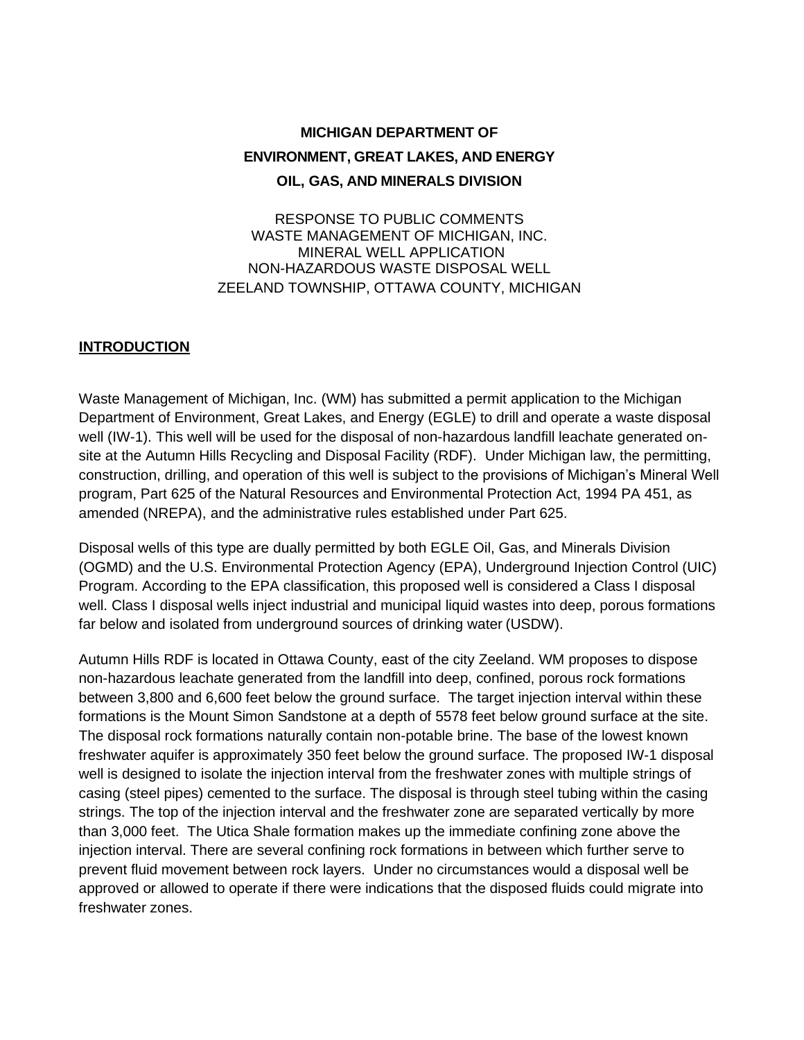**MICHIGAN DEPARTMENT OF**

**ENVIRONMENT, GREAT LAKES, AND ENERGY**

**OIL, GAS, AND MINERALS DIVISION**

RESPONSE TO PUBLIC COMMENTS
WASTE MANAGEMENT OF MICHIGAN, INC.
MINERAL WELL APPLICATION
NON-HAZARDOUS WASTE DISPOSAL WELL
ZEELAND TOWNSHIP, OTTAWA COUNTY, MICHIGAN

## INTRODUCTION

Waste Management of Michigan, Inc. (WM) has submitted a permit application to the Michigan Department of Environment, Great Lakes, and Energy (EGLE) to drill and operate a waste disposal well (IW-1). This well will be used for the disposal of non-hazardous landfill leachate generated on-site at the Autumn Hills Recycling and Disposal Facility (RDF). Under Michigan law, the permitting, construction, drilling, and operation of this well is subject to the provisions of Michigan's Mineral Well program, Part 625 of the Natural Resources and Environmental Protection Act, 1994 PA 451, as amended (NREPA), and the administrative rules established under Part 625.

Disposal wells of this type are dually permitted by both EGLE Oil, Gas, and Minerals Division (OGMD) and the U.S. Environmental Protection Agency (EPA), Underground Injection Control (UIC) Program. According to the EPA classification, this proposed well is considered a Class I disposal well. Class I disposal wells inject industrial and municipal liquid wastes into deep, porous formations far below and isolated from underground sources of drinking water (USDW).

Autumn Hills RDF is located in Ottawa County, east of the city Zeeland. WM proposes to dispose non-hazardous leachate generated from the landfill into deep, confined, porous rock formations between 3,800 and 6,600 feet below the ground surface. The target injection interval within these formations is the Mount Simon Sandstone at a depth of 5578 feet below ground surface at the site. The disposal rock formations naturally contain non-potable brine. The base of the lowest known freshwater aquifer is approximately 350 feet below the ground surface. The proposed IW-1 disposal well is designed to isolate the injection interval from the freshwater zones with multiple strings of casing (steel pipes) cemented to the surface. The disposal is through steel tubing within the casing strings. The top of the injection interval and the freshwater zone are separated vertically by more than 3,000 feet. The Utica Shale formation makes up the immediate confining zone above the injection interval. There are several confining rock formations in between which further serve to prevent fluid movement between rock layers. Under no circumstances would a disposal well be approved or allowed to operate if there were indications that the disposed fluids could migrate into freshwater zones.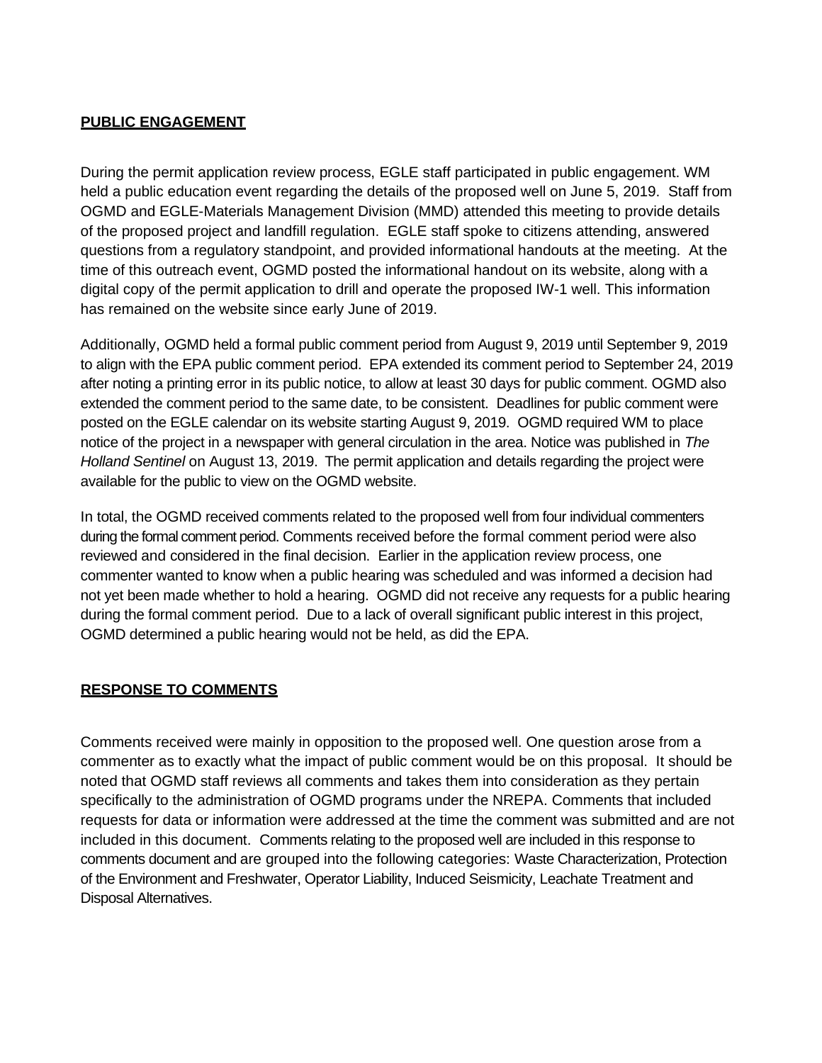## **PUBLIC ENGAGEMENT**

During the permit application review process, EGLE staff participated in public engagement. WM held a public education event regarding the details of the proposed well on June 5, 2019. Staff from OGMD and EGLE-Materials Management Division (MMD) attended this meeting to provide details of the proposed project and landfill regulation. EGLE staff spoke to citizens attending, answered questions from a regulatory standpoint, and provided informational handouts at the meeting. At the time of this outreach event, OGMD posted the informational handout on its website, along with a digital copy of the permit application to drill and operate the proposed IW-1 well. This information has remained on the website since early June of 2019.

Additionally, OGMD held a formal public comment period from August 9, 2019 until September 9, 2019 to align with the EPA public comment period. EPA extended its comment period to September 24, 2019 after noting a printing error in its public notice, to allow at least 30 days for public comment. OGMD also extended the comment period to the same date, to be consistent. Deadlines for public comment were posted on the EGLE calendar on its website starting August 9, 2019. OGMD required WM to place notice of the project in a newspaper with general circulation in the area. Notice was published in *The Holland Sentinel* on August 13, 2019. The permit application and details regarding the project were available for the public to view on the OGMD website.

In total, the OGMD received comments related to the proposed well from four individual commenters during the formal comment period. Comments received before the formal comment period were also reviewed and considered in the final decision. Earlier in the application review process, one commenter wanted to know when a public hearing was scheduled and was informed a decision had not yet been made whether to hold a hearing. OGMD did not receive any requests for a public hearing during the formal comment period. Due to a lack of overall significant public interest in this project, OGMD determined a public hearing would not be held, as did the EPA.

## **RESPONSE TO COMMENTS**

Comments received were mainly in opposition to the proposed well. One question arose from a commenter as to exactly what the impact of public comment would be on this proposal. It should be noted that OGMD staff reviews all comments and takes them into consideration as they pertain specifically to the administration of OGMD programs under the NREPA. Comments that included requests for data or information were addressed at the time the comment was submitted and are not included in this document. Comments relating to the proposed well are included in this response to comments document and are grouped into the following categories: Waste Characterization, Protection of the Environment and Freshwater, Operator Liability, Induced Seismicity, Leachate Treatment and Disposal Alternatives.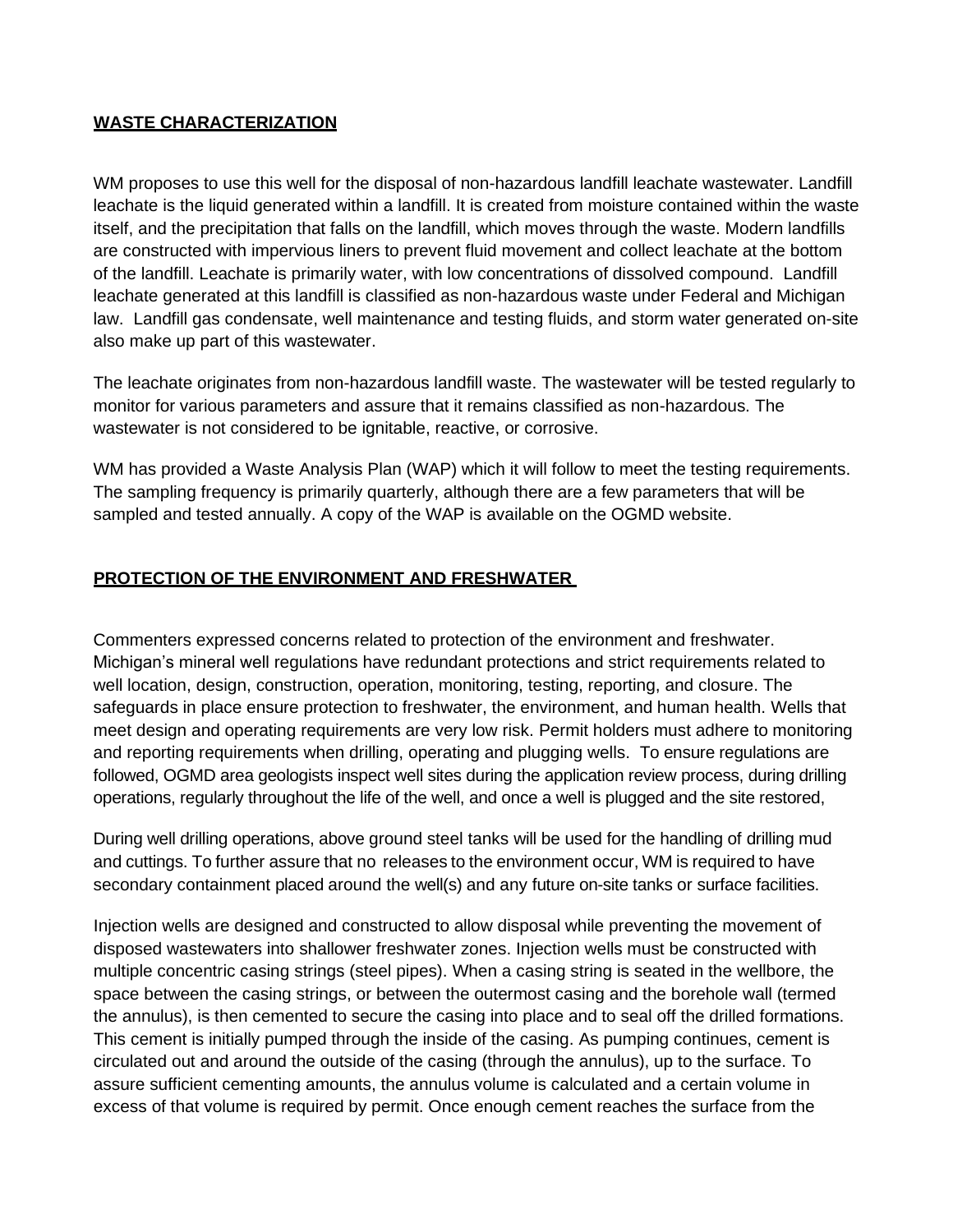## WASTE CHARACTERIZATION

WM proposes to use this well for the disposal of non-hazardous landfill leachate wastewater. Landfill leachate is the liquid generated within a landfill. It is created from moisture contained within the waste itself, and the precipitation that falls on the landfill, which moves through the waste. Modern landfills are constructed with impervious liners to prevent fluid movement and collect leachate at the bottom of the landfill. Leachate is primarily water, with low concentrations of dissolved compound. Landfill leachate generated at this landfill is classified as non-hazardous waste under Federal and Michigan law. Landfill gas condensate, well maintenance and testing fluids, and storm water generated on-site also make up part of this wastewater.

The leachate originates from non-hazardous landfill waste. The wastewater will be tested regularly to monitor for various parameters and assure that it remains classified as non-hazardous. The wastewater is not considered to be ignitable, reactive, or corrosive.

WM has provided a Waste Analysis Plan (WAP) which it will follow to meet the testing requirements. The sampling frequency is primarily quarterly, although there are a few parameters that will be sampled and tested annually. A copy of the WAP is available on the OGMD website.

## PROTECTION OF THE ENVIRONMENT AND FRESHWATER

Commenters expressed concerns related to protection of the environment and freshwater. Michigan's mineral well regulations have redundant protections and strict requirements related to well location, design, construction, operation, monitoring, testing, reporting, and closure. The safeguards in place ensure protection to freshwater, the environment, and human health. Wells that meet design and operating requirements are very low risk. Permit holders must adhere to monitoring and reporting requirements when drilling, operating and plugging wells. To ensure regulations are followed, OGMD area geologists inspect well sites during the application review process, during drilling operations, regularly throughout the life of the well, and once a well is plugged and the site restored,

During well drilling operations, above ground steel tanks will be used for the handling of drilling mud and cuttings. To further assure that no releases to the environment occur, WM is required to have secondary containment placed around the well(s) and any future on-site tanks or surface facilities.

Injection wells are designed and constructed to allow disposal while preventing the movement of disposed wastewaters into shallower freshwater zones. Injection wells must be constructed with multiple concentric casing strings (steel pipes). When a casing string is seated in the wellbore, the space between the casing strings, or between the outermost casing and the borehole wall (termed the annulus), is then cemented to secure the casing into place and to seal off the drilled formations. This cement is initially pumped through the inside of the casing. As pumping continues, cement is circulated out and around the outside of the casing (through the annulus), up to the surface. To assure sufficient cementing amounts, the annulus volume is calculated and a certain volume in excess of that volume is required by permit. Once enough cement reaches the surface from the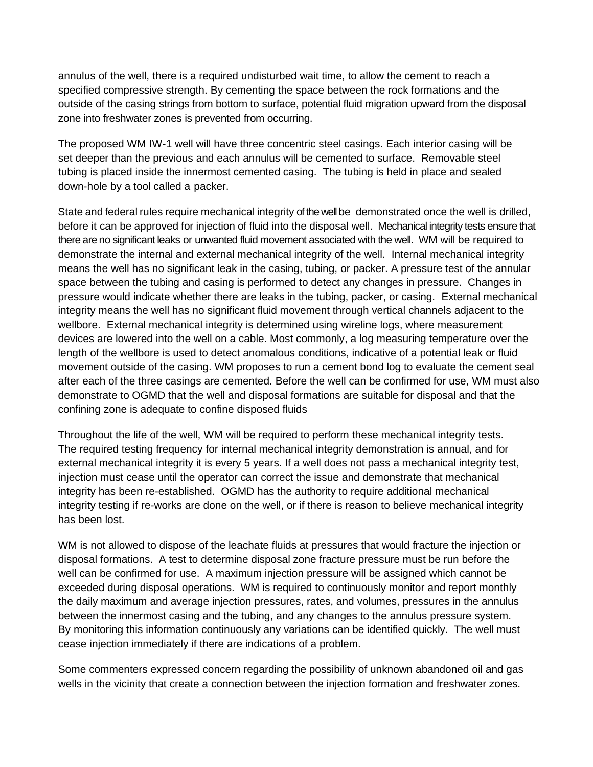annulus of the well, there is a required undisturbed wait time, to allow the cement to reach a specified compressive strength. By cementing the space between the rock formations and the outside of the casing strings from bottom to surface, potential fluid migration upward from the disposal zone into freshwater zones is prevented from occurring.

The proposed WM IW-1 well will have three concentric steel casings. Each interior casing will be set deeper than the previous and each annulus will be cemented to surface. Removable steel tubing is placed inside the innermost cemented casing. The tubing is held in place and sealed down-hole by a tool called a packer.

State and federal rules require mechanical integrity of the well be demonstrated once the well is drilled, before it can be approved for injection of fluid into the disposal well. Mechanical integrity tests ensure that there are no significant leaks or unwanted fluid movement associated with the well. WM will be required to demonstrate the internal and external mechanical integrity of the well. Internal mechanical integrity means the well has no significant leak in the casing, tubing, or packer. A pressure test of the annular space between the tubing and casing is performed to detect any changes in pressure. Changes in pressure would indicate whether there are leaks in the tubing, packer, or casing. External mechanical integrity means the well has no significant fluid movement through vertical channels adjacent to the wellbore. External mechanical integrity is determined using wireline logs, where measurement devices are lowered into the well on a cable. Most commonly, a log measuring temperature over the length of the wellbore is used to detect anomalous conditions, indicative of a potential leak or fluid movement outside of the casing. WM proposes to run a cement bond log to evaluate the cement seal after each of the three casings are cemented. Before the well can be confirmed for use, WM must also demonstrate to OGMD that the well and disposal formations are suitable for disposal and that the confining zone is adequate to confine disposed fluids

Throughout the life of the well, WM will be required to perform these mechanical integrity tests. The required testing frequency for internal mechanical integrity demonstration is annual, and for external mechanical integrity it is every 5 years. If a well does not pass a mechanical integrity test, injection must cease until the operator can correct the issue and demonstrate that mechanical integrity has been re-established. OGMD has the authority to require additional mechanical integrity testing if re-works are done on the well, or if there is reason to believe mechanical integrity has been lost.

WM is not allowed to dispose of the leachate fluids at pressures that would fracture the injection or disposal formations. A test to determine disposal zone fracture pressure must be run before the well can be confirmed for use. A maximum injection pressure will be assigned which cannot be exceeded during disposal operations. WM is required to continuously monitor and report monthly the daily maximum and average injection pressures, rates, and volumes, pressures in the annulus between the innermost casing and the tubing, and any changes to the annulus pressure system. By monitoring this information continuously any variations can be identified quickly. The well must cease injection immediately if there are indications of a problem.

Some commenters expressed concern regarding the possibility of unknown abandoned oil and gas wells in the vicinity that create a connection between the injection formation and freshwater zones.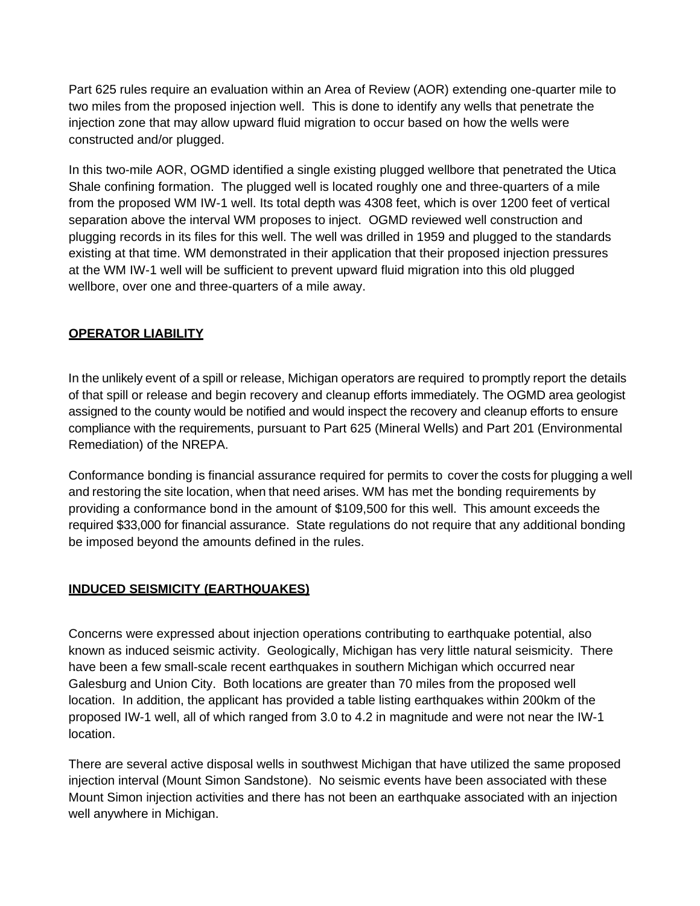Part 625 rules require an evaluation within an Area of Review (AOR) extending one-quarter mile to two miles from the proposed injection well. This is done to identify any wells that penetrate the injection zone that may allow upward fluid migration to occur based on how the wells were constructed and/or plugged.

In this two-mile AOR, OGMD identified a single existing plugged wellbore that penetrated the Utica Shale confining formation. The plugged well is located roughly one and three-quarters of a mile from the proposed WM IW-1 well. Its total depth was 4308 feet, which is over 1200 feet of vertical separation above the interval WM proposes to inject. OGMD reviewed well construction and plugging records in its files for this well. The well was drilled in 1959 and plugged to the standards existing at that time. WM demonstrated in their application that their proposed injection pressures at the WM IW-1 well will be sufficient to prevent upward fluid migration into this old plugged wellbore, over one and three-quarters of a mile away.

## OPERATOR LIABILITY

In the unlikely event of a spill or release, Michigan operators are required to promptly report the details of that spill or release and begin recovery and cleanup efforts immediately. The OGMD area geologist assigned to the county would be notified and would inspect the recovery and cleanup efforts to ensure compliance with the requirements, pursuant to Part 625 (Mineral Wells) and Part 201 (Environmental Remediation) of the NREPA.

Conformance bonding is financial assurance required for permits to cover the costs for plugging a well and restoring the site location, when that need arises. WM has met the bonding requirements by providing a conformance bond in the amount of $109,500 for this well. This amount exceeds the required $33,000 for financial assurance. State regulations do not require that any additional bonding be imposed beyond the amounts defined in the rules.

## INDUCED SEISMICITY (EARTHQUAKES)

Concerns were expressed about injection operations contributing to earthquake potential, also known as induced seismic activity. Geologically, Michigan has very little natural seismicity. There have been a few small-scale recent earthquakes in southern Michigan which occurred near Galesburg and Union City. Both locations are greater than 70 miles from the proposed well location. In addition, the applicant has provided a table listing earthquakes within 200km of the proposed IW-1 well, all of which ranged from 3.0 to 4.2 in magnitude and were not near the IW-1 location.

There are several active disposal wells in southwest Michigan that have utilized the same proposed injection interval (Mount Simon Sandstone). No seismic events have been associated with these Mount Simon injection activities and there has not been an earthquake associated with an injection well anywhere in Michigan.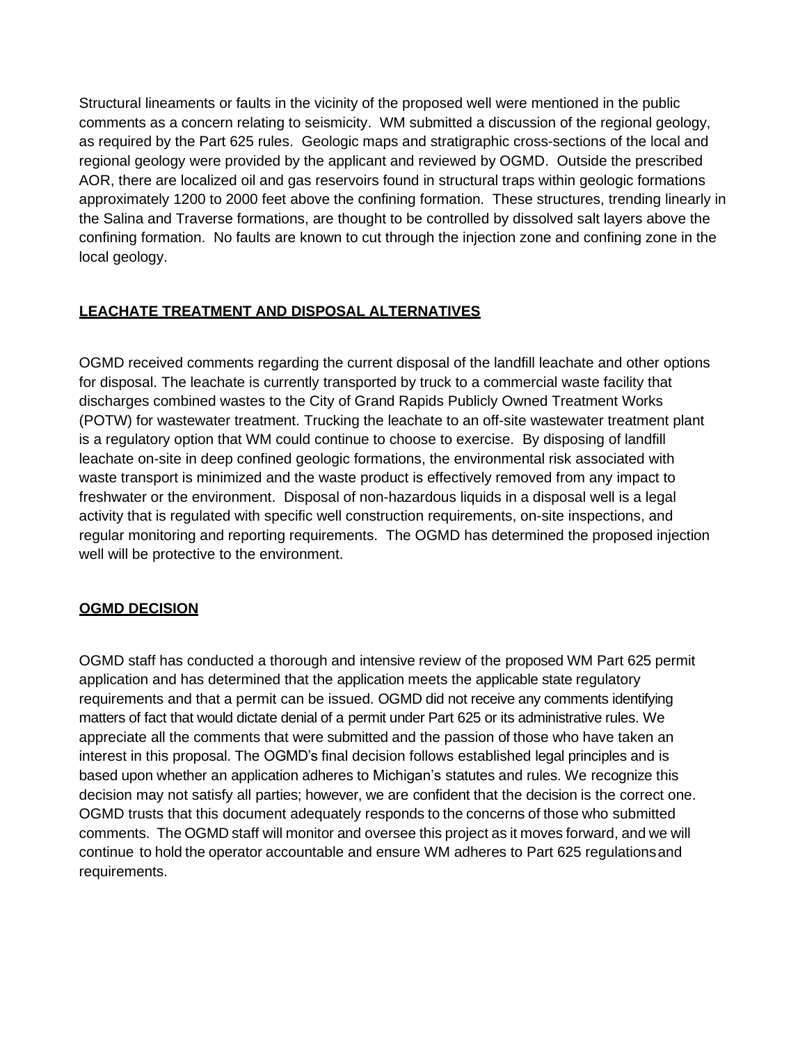Structural lineaments or faults in the vicinity of the proposed well were mentioned in the public comments as a concern relating to seismicity. WM submitted a discussion of the regional geology, as required by the Part 625 rules. Geologic maps and stratigraphic cross-sections of the local and regional geology were provided by the applicant and reviewed by OGMD. Outside the prescribed AOR, there are localized oil and gas reservoirs found in structural traps within geologic formations approximately 1200 to 2000 feet above the confining formation. These structures, trending linearly in the Salina and Traverse formations, are thought to be controlled by dissolved salt layers above the confining formation. No faults are known to cut through the injection zone and confining zone in the local geology.

## LEACHATE TREATMENT AND DISPOSAL ALTERNATIVES

OGMD received comments regarding the current disposal of the landfill leachate and other options for disposal. The leachate is currently transported by truck to a commercial waste facility that discharges combined wastes to the City of Grand Rapids Publicly Owned Treatment Works (POTW) for wastewater treatment. Trucking the leachate to an off-site wastewater treatment plant is a regulatory option that WM could continue to choose to exercise. By disposing of landfill leachate on-site in deep confined geologic formations, the environmental risk associated with waste transport is minimized and the waste product is effectively removed from any impact to freshwater or the environment. Disposal of non-hazardous liquids in a disposal well is a legal activity that is regulated with specific well construction requirements, on-site inspections, and regular monitoring and reporting requirements. The OGMD has determined the proposed injection well will be protective to the environment.

## OGMD DECISION

OGMD staff has conducted a thorough and intensive review of the proposed WM Part 625 permit application and has determined that the application meets the applicable state regulatory requirements and that a permit can be issued. OGMD did not receive any comments identifying matters of fact that would dictate denial of a permit under Part 625 or its administrative rules. We appreciate all the comments that were submitted and the passion of those who have taken an interest in this proposal. The OGMD's final decision follows established legal principles and is based upon whether an application adheres to Michigan's statutes and rules. We recognize this decision may not satisfy all parties; however, we are confident that the decision is the correct one. OGMD trusts that this document adequately responds to the concerns of those who submitted comments. The OGMD staff will monitor and oversee this project as it moves forward, and we will continue to hold the operator accountable and ensure WM adheres to Part 625 regulations and requirements.